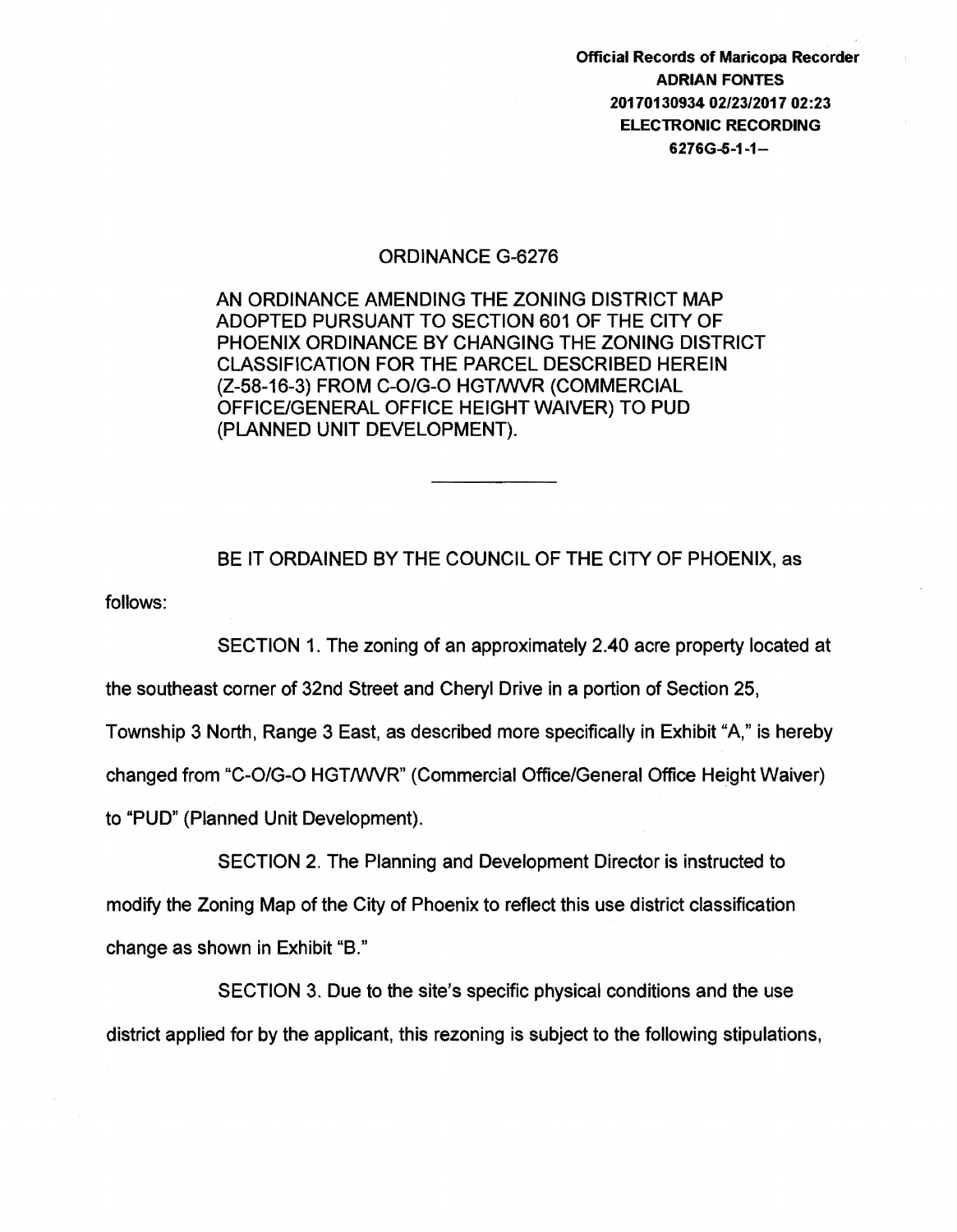**Official Records of Maricopa Recorder**
**ADRIAN FONTES**
**20170130934 02/23/2017 02:23**
**ELECTRONIC RECORDING**
**6276G-5-1-1--**

# ORDINANCE G-6276

AN ORDINANCE AMENDING THE ZONING DISTRICT MAP ADOPTED PURSUANT TO SECTION 601 OF THE CITY OF PHOENIX ORDINANCE BY CHANGING THE ZONING DISTRICT CLASSIFICATION FOR THE PARCEL DESCRIBED HEREIN (Z-58-16-3) FROM C-O/G-O HGT/WVR (COMMERCIAL OFFICE/GENERAL OFFICE HEIGHT WAIVER) TO PUD (PLANNED UNIT DEVELOPMENT).

---

BE IT ORDAINED BY THE COUNCIL OF THE CITY OF PHOENIX, as follows:

SECTION 1. The zoning of an approximately 2.40 acre property located at the southeast corner of 32nd Street and Cheryl Drive in a portion of Section 25, Township 3 North, Range 3 East, as described more specifically in Exhibit "A," is hereby changed from "C-O/G-O HGT/WVR" (Commercial Office/General Office Height Waiver) to "PUD" (Planned Unit Development).

SECTION 2. The Planning and Development Director is instructed to modify the Zoning Map of the City of Phoenix to reflect this use district classification change as shown in Exhibit "B."

SECTION 3. Due to the site's specific physical conditions and the use district applied for by the applicant, this rezoning is subject to the following stipulations,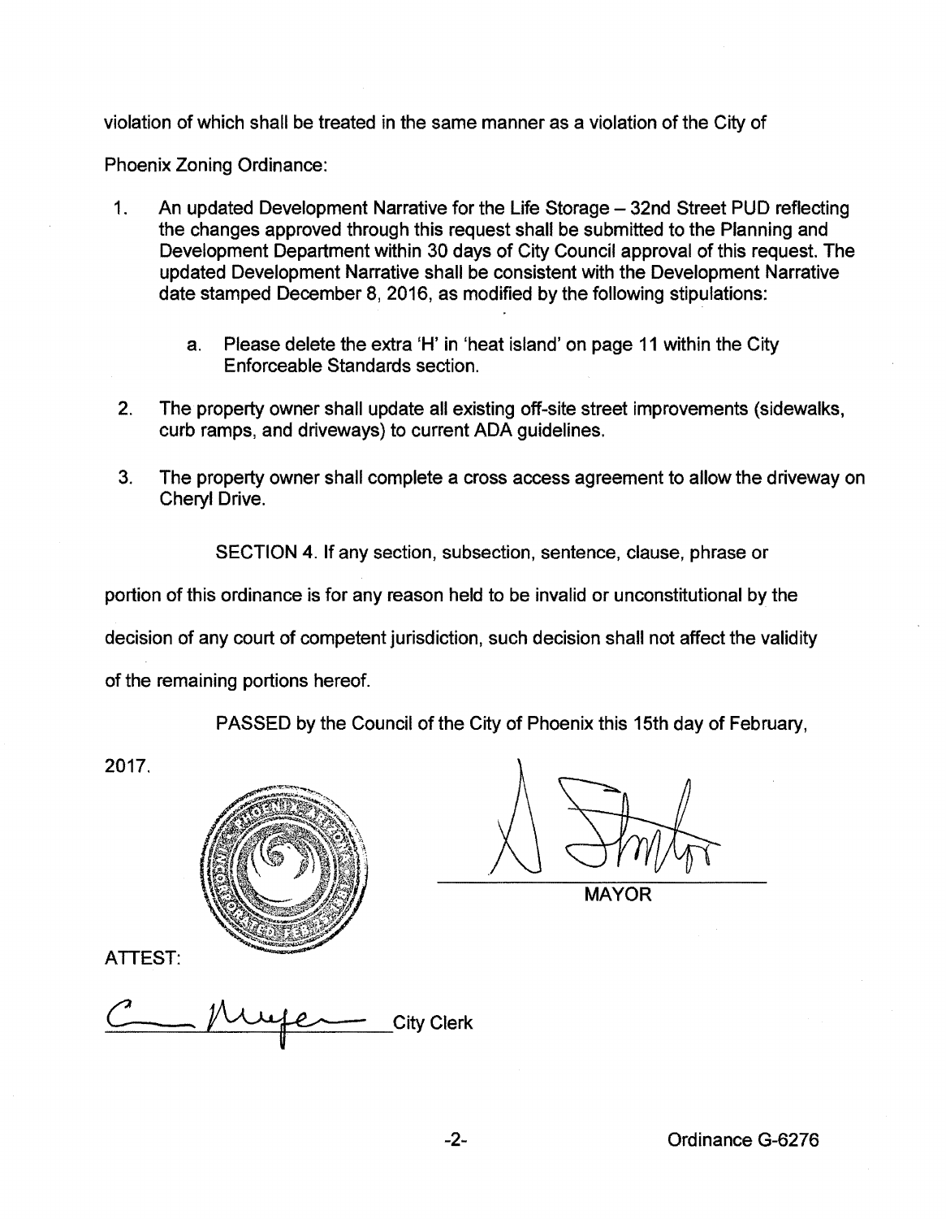violation of which shall be treated in the same manner as a violation of the City of Phoenix Zoning Ordinance:

1. An updated Development Narrative for the Life Storage – 32nd Street PUD reflecting the changes approved through this request shall be submitted to the Planning and Development Department within 30 days of City Council approval of this request. The updated Development Narrative shall be consistent with the Development Narrative date stamped December 8, 2016, as modified by the following stipulations:

    a. Please delete the extra 'H' in 'heat island' on page 11 within the City Enforceable Standards section.

2. The property owner shall update all existing off-site street improvements (sidewalks, curb ramps, and driveways) to current ADA guidelines.

3. The property owner shall complete a cross access agreement to allow the driveway on Cheryl Drive.

SECTION 4. If any section, subsection, sentence, clause, phrase or portion of this ordinance is for any reason held to be invalid or unconstitutional by the decision of any court of competent jurisdiction, such decision shall not affect the validity of the remaining portions hereof.

PASSED by the Council of the City of Phoenix this 15th day of February, 2017.

MAYOR

ATTEST:

City Clerk

Ordinance G-6276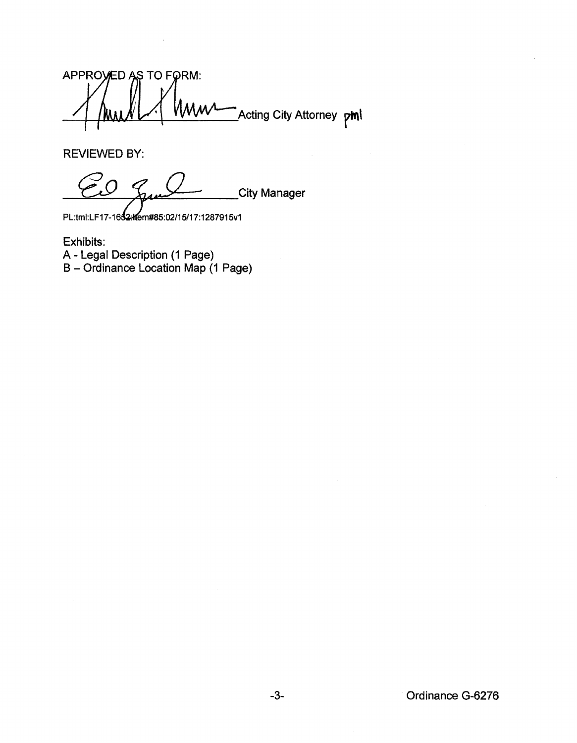APPROVED AS TO FORM:

_______________________ Acting City Attorney pml

REVIEWED BY:

_______________________ City Manager

PL:tml:LF17-1652:Item#85:02/15/17:1287915v1

Exhibits:
A - Legal Description (1 Page)
B – Ordinance Location Map (1 Page)

Ordinance G-6276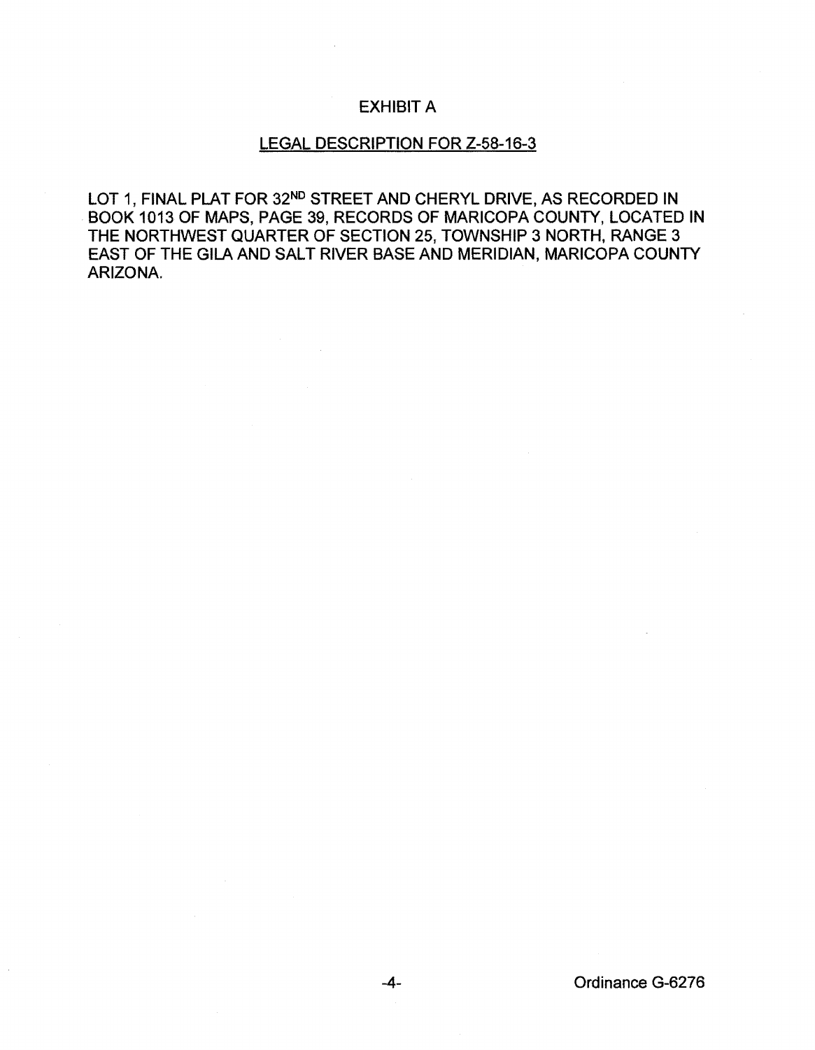# EXHIBIT A

## LEGAL DESCRIPTION FOR Z-58-16-3

LOT 1, FINAL PLAT FOR 32ND STREET AND CHERYL DRIVE, AS RECORDED IN BOOK 1013 OF MAPS, PAGE 39, RECORDS OF MARICOPA COUNTY, LOCATED IN THE NORTHWEST QUARTER OF SECTION 25, TOWNSHIP 3 NORTH, RANGE 3 EAST OF THE GILA AND SALT RIVER BASE AND MERIDIAN, MARICOPA COUNTY ARIZONA.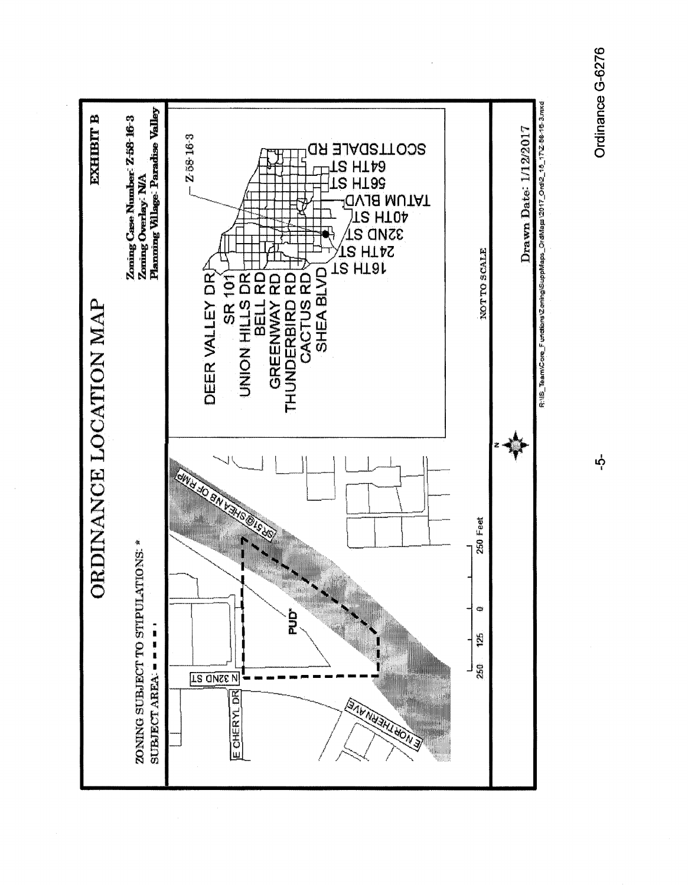# ORDINANCE LOCATION MAP

**EXHIBIT B**

ZONING SUBJECT TO STIPULATIONS: *

SUBJECT AREA: - - - -

**Zoning Case Number: Z-58-16-3**
**Zoning Overlay: N/A**
**Planning Village: Paradise Valley**

PUD*

E CHERYL DR

N 32ND ST

E NORTHERN AVE

SR 51 @ SHEA NB OF RAMP

250 125 0 250 Feet

Z-58-16-3

DEER VALLEY DR
SR 101
UNION HILLS DR
BELL RD
GREENWAY RD
THUNDERBIRD RD
CACTUS RD
SHEA BLVD

16TH ST
24TH ST
32ND ST
40TH ST
TATUM BLVD
56TH ST
64TH ST
SCOTTSDALE RD

NOT TO SCALE

Drawn Date: 1/12/2017

R:\IS_Team\Core_Functions\Zoning\SuppMaps_OrdMaps\2017_Ord\2_15_17\Z-58-16-3.mxd

Ordinance G-6276